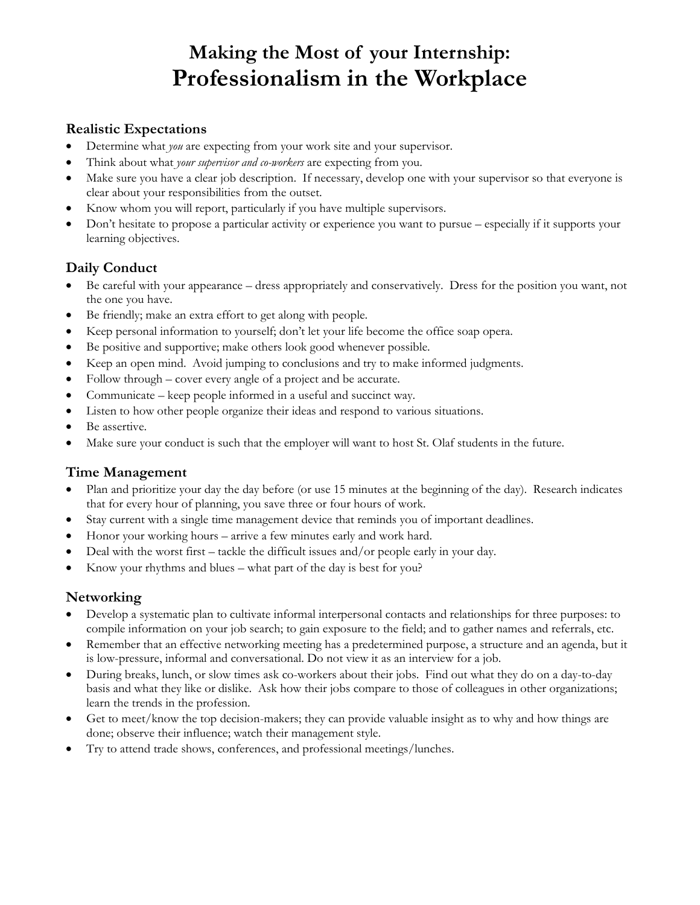# Making the Most of your Internship:
# Professionalism in the Workplace

## Realistic Expectations

- Determine what *you* are expecting from your work site and your supervisor.
- Think about what *your supervisor and co-workers* are expecting from you.
- Make sure you have a clear job description. If necessary, develop one with your supervisor so that everyone is clear about your responsibilities from the outset.
- Know whom you will report, particularly if you have multiple supervisors.
- Don't hesitate to propose a particular activity or experience you want to pursue – especially if it supports your learning objectives.

## Daily Conduct

- Be careful with your appearance – dress appropriately and conservatively. Dress for the position you want, not the one you have.
- Be friendly; make an extra effort to get along with people.
- Keep personal information to yourself; don't let your life become the office soap opera.
- Be positive and supportive; make others look good whenever possible.
- Keep an open mind. Avoid jumping to conclusions and try to make informed judgments.
- Follow through – cover every angle of a project and be accurate.
- Communicate – keep people informed in a useful and succinct way.
- Listen to how other people organize their ideas and respond to various situations.
- Be assertive.
- Make sure your conduct is such that the employer will want to host St. Olaf students in the future.

## Time Management

- Plan and prioritize your day the day before (or use 15 minutes at the beginning of the day). Research indicates that for every hour of planning, you save three or four hours of work.
- Stay current with a single time management device that reminds you of important deadlines.
- Honor your working hours – arrive a few minutes early and work hard.
- Deal with the worst first – tackle the difficult issues and/or people early in your day.
- Know your rhythms and blues – what part of the day is best for you?

## Networking

- Develop a systematic plan to cultivate informal interpersonal contacts and relationships for three purposes: to compile information on your job search; to gain exposure to the field; and to gather names and referrals, etc.
- Remember that an effective networking meeting has a predetermined purpose, a structure and an agenda, but it is low-pressure, informal and conversational. Do not view it as an interview for a job.
- During breaks, lunch, or slow times ask co-workers about their jobs. Find out what they do on a day-to-day basis and what they like or dislike. Ask how their jobs compare to those of colleagues in other organizations; learn the trends in the profession.
- Get to meet/know the top decision-makers; they can provide valuable insight as to why and how things are done; observe their influence; watch their management style.
- Try to attend trade shows, conferences, and professional meetings/lunches.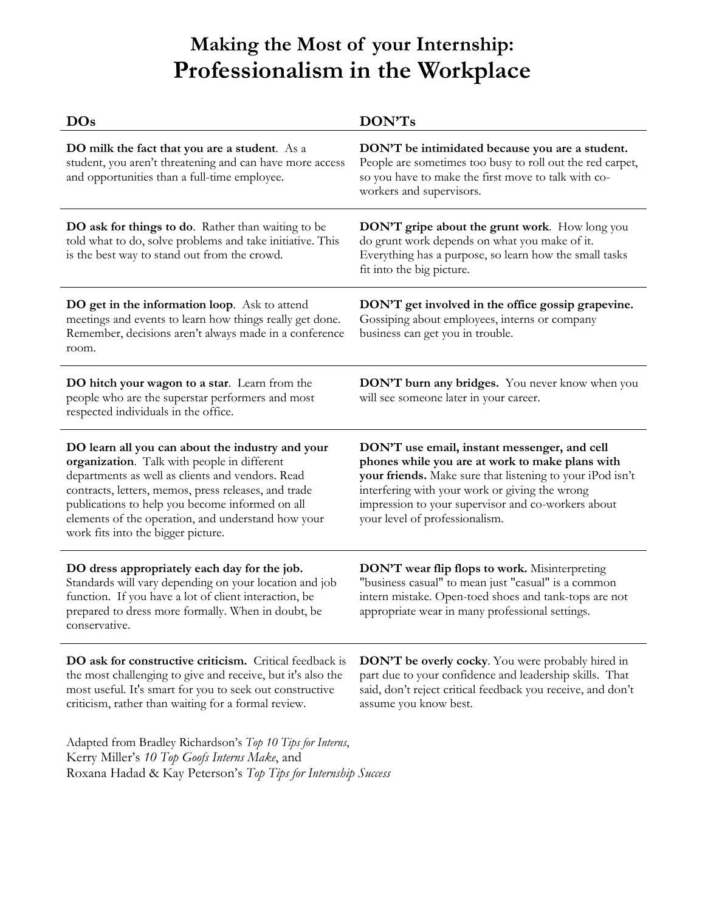# Making the Most of your Internship:
## Professionalism in the Workplace

| DOs | DON'Ts |
|---|---|
| **DO milk the fact that you are a student**. As a student, you aren't threatening and can have more access and opportunities than a full-time employee. | **DON'T be intimidated because you are a student.** People are sometimes too busy to roll out the red carpet, so you have to make the first move to talk with co-workers and supervisors. |
| **DO ask for things to do**. Rather than waiting to be told what to do, solve problems and take initiative. This is the best way to stand out from the crowd. | **DON'T gripe about the grunt work**. How long you do grunt work depends on what you make of it. Everything has a purpose, so learn how the small tasks fit into the big picture. |
| **DO get in the information loop**. Ask to attend meetings and events to learn how things really get done. Remember, decisions aren't always made in a conference room. | **DON'T get involved in the office gossip grapevine.** Gossiping about employees, interns or company business can get you in trouble. |
| **DO hitch your wagon to a star**. Learn from the people who are the superstar performers and most respected individuals in the office. | **DON'T burn any bridges.** You never know when you will see someone later in your career. |
| **DO learn all you can about the industry and your organization**. Talk with people in different departments as well as clients and vendors. Read contracts, letters, memos, press releases, and trade publications to help you become informed on all elements of the operation, and understand how your work fits into the bigger picture. | **DON'T use email, instant messenger, and cell phones while you are at work to make plans with your friends.** Make sure that listening to your iPod isn't interfering with your work or giving the wrong impression to your supervisor and co-workers about your level of professionalism. |
| **DO dress appropriately each day for the job.** Standards will vary depending on your location and job function. If you have a lot of client interaction, be prepared to dress more formally. When in doubt, be conservative. | **DON'T wear flip flops to work.** Misinterpreting "business casual" to mean just "casual" is a common intern mistake. Open-toed shoes and tank-tops are not appropriate wear in many professional settings. |
| **DO ask for constructive criticism.** Critical feedback is the most challenging to give and receive, but it's also the most useful. It's smart for you to seek out constructive criticism, rather than waiting for a formal review. | **DON'T be overly cocky**. You were probably hired in part due to your confidence and leadership skills. That said, don't reject critical feedback you receive, and don't assume you know best. |

Adapted from Bradley Richardson's *Top 10 Tips for Interns*,
Kerry Miller's *10 Top Goofs Interns Make*, and
Roxana Hadad & Kay Peterson's *Top Tips for Internship Success*